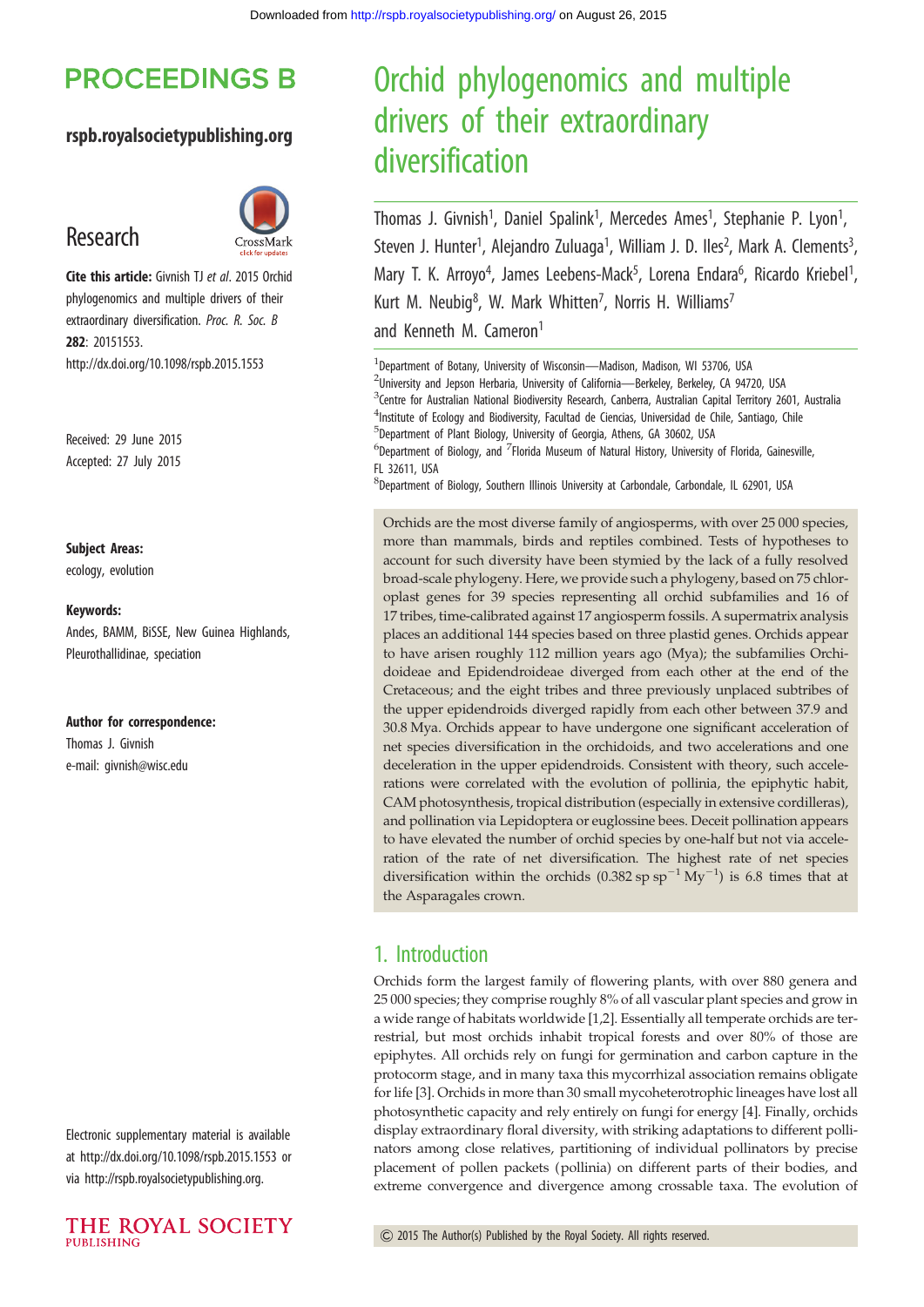# Orchid phylogenomics and multiple drivers of their extraordinary diversification

**PROCEEDINGS B**

**rspb.royalsocietypublishing.org**

## Research

**Cite this article:** Givnish TJ *et al*. 2015 Orchid phylogenomics and multiple drivers of their extraordinary diversification. *Proc. R. Soc. B* **282**: 20151553. http://dx.doi.org/10.1098/rspb.2015.1553

Received: 29 June 2015
Accepted: 27 July 2015

**Subject Areas:**
ecology, evolution

**Keywords:**
Andes, BAMM, BiSSE, New Guinea Highlands, Pleurothallidinae, speciation

**Author for correspondence:**
Thomas J. Givnish
e-mail: givnish@wisc.edu

Electronic supplementary material is available at http://dx.doi.org/10.1098/rspb.2015.1553 or via http://rspb.royalsocietypublishing.org.

Thomas J. Givnish[1], Daniel Spalink[1], Mercedes Ames[1], Stephanie P. Lyon[1], Steven J. Hunter[1], Alejandro Zuluaga[1], William J. D. Iles[2], Mark A. Clements[3], Mary T. K. Arroyo[4], James Leebens-Mack[5], Lorena Endara[6], Ricardo Kriebel[1], Kurt M. Neubig[8], W. Mark Whitten[7], Norris H. Williams[7] and Kenneth M. Cameron[1]

[1]Department of Botany, University of Wisconsin—Madison, Madison, WI 53706, USA
[2]University and Jepson Herbaria, University of California—Berkeley, Berkeley, CA 94720, USA
[3]Centre for Australian National Biodiversity Research, Canberra, Australian Capital Territory 2601, Australia
[4]Institute of Ecology and Biodiversity, Facultad de Ciencias, Universidad de Chile, Santiago, Chile
[5]Department of Plant Biology, University of Georgia, Athens, GA 30602, USA
[6]Department of Biology, and [7]Florida Museum of Natural History, University of Florida, Gainesville, FL 32611, USA
[8]Department of Biology, Southern Illinois University at Carbondale, Carbondale, IL 62901, USA

Orchids are the most diverse family of angiosperms, with over 25 000 species, more than mammals, birds and reptiles combined. Tests of hypotheses to account for such diversity have been stymied by the lack of a fully resolved broad-scale phylogeny. Here, we provide such a phylogeny, based on 75 chloroplast genes for 39 species representing all orchid subfamilies and 16 of 17 tribes, time-calibrated against 17 angiosperm fossils. A supermatrix analysis places an additional 144 species based on three plastid genes. Orchids appear to have arisen roughly 112 million years ago (Mya); the subfamilies Orchidoideae and Epidendroideae diverged from each other at the end of the Cretaceous; and the eight tribes and three previously unplaced subtribes of the upper epidendroids diverged rapidly from each other between 37.9 and 30.8 Mya. Orchids appear to have undergone one significant acceleration of net species diversification in the orchidoids, and two accelerations and one deceleration in the upper epidendroids. Consistent with theory, such accelerations were correlated with the evolution of pollinia, the epiphytic habit, CAM photosynthesis, tropical distribution (especially in extensive cordilleras), and pollination via Lepidoptera or euglossine bees. Deceit pollination appears to have elevated the number of orchid species by one-half but not via acceleration of the rate of net diversification. The highest rate of net species diversification within the orchids (0.382 sp $sp^{-1}$ $My^{-1}$) is 6.8 times that at the Asparagales crown.

## 1. Introduction

Orchids form the largest family of flowering plants, with over 880 genera and 25 000 species; they comprise roughly 8% of all vascular plant species and grow in a wide range of habitats worldwide [1,2]. Essentially all temperate orchids are terrestrial, but most orchids inhabit tropical forests and over 80% of those are epiphytes. All orchids rely on fungi for germination and carbon capture in the protocorm stage, and in many taxa this mycorrhizal association remains obligate for life [3]. Orchids in more than 30 small mycoheterotrophic lineages have lost all photosynthetic capacity and rely entirely on fungi for energy [4]. Finally, orchids display extraordinary floral diversity, with striking adaptations to different pollinators among close relatives, partitioning of individual pollinators by precise placement of pollen packets (pollinia) on different parts of their bodies, and extreme convergence and divergence among crossable taxa. The evolution of

© 2015 The Author(s) Published by the Royal Society. All rights reserved.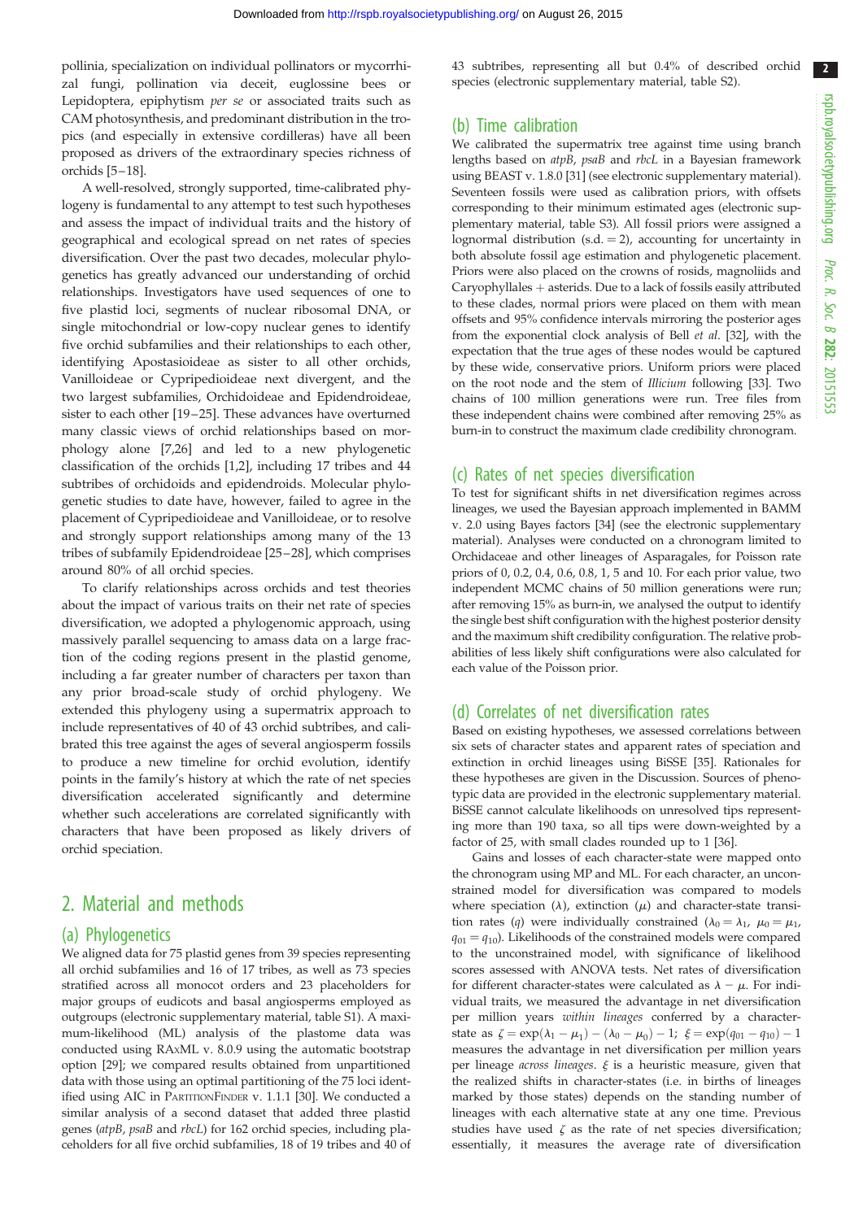pollinia, specialization on individual pollinators or mycorrhizal fungi, pollination via deceit, euglossine bees or Lepidoptera, epiphytism *per se* or associated traits such as CAM photosynthesis, and predominant distribution in the tropics (and especially in extensive cordilleras) have all been proposed as drivers of the extraordinary species richness of orchids [5–18].

A well-resolved, strongly supported, time-calibrated phylogeny is fundamental to any attempt to test such hypotheses and assess the impact of individual traits and the history of geographical and ecological spread on net rates of species diversification. Over the past two decades, molecular phylogenetics has greatly advanced our understanding of orchid relationships. Investigators have used sequences of one to five plastid loci, segments of nuclear ribosomal DNA, or single mitochondrial or low-copy nuclear genes to identify five orchid subfamilies and their relationships to each other, identifying Apostasioideae as sister to all other orchids, Vanilloideae or Cypripedioideae next divergent, and the two largest subfamilies, Orchidoideae and Epidendroideae, sister to each other [19–25]. These advances have overturned many classic views of orchid relationships based on morphology alone [7,26] and led to a new phylogenetic classification of the orchids [1,2], including 17 tribes and 44 subtribes of orchidoids and epidendroids. Molecular phylogenetic studies to date have, however, failed to agree in the placement of Cypripedioideae and Vanilloideae, or to resolve and strongly support relationships among many of the 13 tribes of subfamily Epidendroideae [25–28], which comprises around 80% of all orchid species.

To clarify relationships across orchids and test theories about the impact of various traits on their net rate of species diversification, we adopted a phylogenomic approach, using massively parallel sequencing to amass data on a large fraction of the coding regions present in the plastid genome, including a far greater number of characters per taxon than any prior broad-scale study of orchid phylogeny. We extended this phylogeny using a supermatrix approach to include representatives of 40 of 43 orchid subtribes, and calibrated this tree against the ages of several angiosperm fossils to produce a new timeline for orchid evolution, identify points in the family's history at which the rate of net species diversification accelerated significantly and determine whether such accelerations are correlated significantly with characters that have been proposed as likely drivers of orchid speciation.

## 2. Material and methods

### (a) Phylogenetics

We aligned data for 75 plastid genes from 39 species representing all orchid subfamilies and 16 of 17 tribes, as well as 73 species stratified across all monocot orders and 23 placeholders for major groups of eudicots and basal angiosperms employed as outgroups (electronic supplementary material, table S1). A maximum-likelihood (ML) analysis of the plastome data was conducted using RAxML v. 8.0.9 using the automatic bootstrap option [29]; we compared results obtained from unpartitioned data with those using an optimal partitioning of the 75 loci identified using AIC in PartitionFinder v. 1.1.1 [30]. We conducted a similar analysis of a second dataset that added three plastid genes (*atpB*, *psaB* and *rbcL*) for 162 orchid species, including placeholders for all five orchid subfamilies, 18 of 19 tribes and 40 of 43 subtribes, representing all but 0.4% of described orchid species (electronic supplementary material, table S2).

### (b) Time calibration

We calibrated the supermatrix tree against time using branch lengths based on *atpB*, *psaB* and *rbcL* in a Bayesian framework using BEAST v. 1.8.0 [31] (see electronic supplementary material). Seventeen fossils were used as calibration priors, with offsets corresponding to their minimum estimated ages (electronic supplementary material, table S3). All fossil priors were assigned a lognormal distribution (s.d. = 2), accounting for uncertainty in both absolute fossil age estimation and phylogenetic placement. Priors were also placed on the crowns of rosids, magnoliids and Caryophyllales + asterids. Due to a lack of fossils easily attributed to these clades, normal priors were placed on them with mean offsets and 95% confidence intervals mirroring the posterior ages from the exponential clock analysis of Bell *et al.* [32], with the expectation that the true ages of these nodes would be captured by these wide, conservative priors. Uniform priors were placed on the root node and the stem of *Illicium* following [33]. Two chains of 100 million generations were run. Tree files from these independent chains were combined after removing 25% as burn-in to construct the maximum clade credibility chronogram.

### (c) Rates of net species diversification

To test for significant shifts in net diversification regimes across lineages, we used the Bayesian approach implemented in BAMM v. 2.0 using Bayes factors [34] (see the electronic supplementary material). Analyses were conducted on a chronogram limited to Orchidaceae and other lineages of Asparagales, for Poisson rate priors of 0, 0.2, 0.4, 0.6, 0.8, 1, 5 and 10. For each prior value, two independent MCMC chains of 50 million generations were run; after removing 15% as burn-in, we analysed the output to identify the single best shift configuration with the highest posterior density and the maximum shift credibility configuration. The relative probabilities of less likely shift configurations were also calculated for each value of the Poisson prior.

### (d) Correlates of net diversification rates

Based on existing hypotheses, we assessed correlations between six sets of character states and apparent rates of speciation and extinction in orchid lineages using BiSSE [35]. Rationales for these hypotheses are given in the Discussion. Sources of phenotypic data are provided in the electronic supplementary material. BiSSE cannot calculate likelihoods on unresolved tips representing more than 190 taxa, so all tips were down-weighted by a factor of 25, with small clades rounded up to 1 [36].

Gains and losses of each character-state were mapped onto the chronogram using MP and ML. For each character, an unconstrained model for diversification was compared to models where speciation ($\lambda$), extinction ($\mu$) and character-state transition rates ($q$) were individually constrained ($\lambda_0 = \lambda_1$, $\mu_0 = \mu_1$, $q_{01} = q_{10}$). Likelihoods of the constrained models were compared to the unconstrained model, with significance of likelihood scores assessed with ANOVA tests. Net rates of diversification for different character-states were calculated as $\lambda - \mu$. For individual traits, we measured the advantage in net diversification per million years *within lineages* conferred by a character-state as $\zeta = \exp(\lambda_1 - \mu_1) - (\lambda_0 - \mu_0) - 1$; $\xi = \exp(q_{01} - q_{10}) - 1$ measures the advantage in net diversification per million years per lineage *across lineages*. $\xi$ is a heuristic measure, given that the realized shifts in character-states (i.e. in births of lineages marked by those states) depends on the standing number of lineages with each alternative state at any one time. Previous studies have used $\zeta$ as the rate of net species diversification; essentially, it measures the average rate of diversification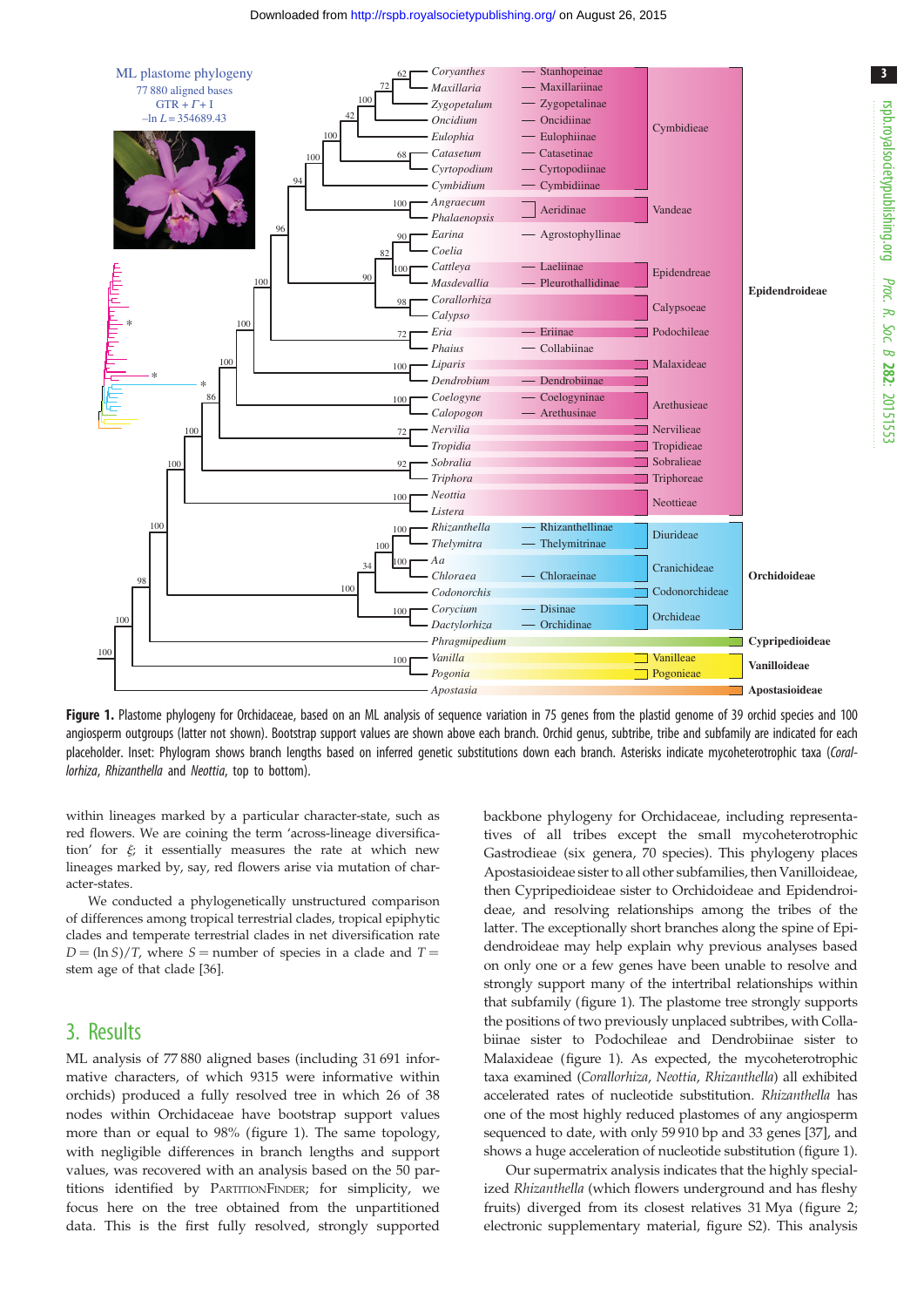**Figure 1.** Plastome phylogeny for Orchidaceae, based on an ML analysis of sequence variation in 75 genes from the plastid genome of 39 orchid species and 100 angiosperm outgroups (latter not shown). Bootstrap support values are shown above each branch. Orchid genus, subtribe, tribe and subfamily are indicated for each placeholder. Inset: Phylogram shows branch lengths based on inferred genetic substitutions down each branch. Asterisks indicate mycoheterotrophic taxa (*Corallorhiza*, *Rhizanthella* and *Neottia*, top to bottom).

within lineages marked by a particular character-state, such as red flowers. We are coining the term 'across-lineage diversification' for $\xi$; it essentially measures the rate at which new lineages marked by, say, red flowers arise via mutation of character-states.

We conducted a phylogenetically unstructured comparison of differences among tropical terrestrial clades, tropical epiphytic clades and temperate terrestrial clades in net diversification rate $D = (\ln S)/T$, where $S$ = number of species in a clade and $T$ = stem age of that clade [36].

## 3. Results

ML analysis of 77 880 aligned bases (including 31 691 informative characters, of which 9315 were informative within orchids) produced a fully resolved tree in which 26 of 38 nodes within Orchidaceae have bootstrap support values more than or equal to 98% (figure 1). The same topology, with negligible differences in branch lengths and support values, was recovered with an analysis based on the 50 partitions identified by PartitionFinder; for simplicity, we focus here on the tree obtained from the unpartitioned data. This is the first fully resolved, strongly supported backbone phylogeny for Orchidaceae, including representatives of all tribes except the small mycoheterotrophic Gastrodieae (six genera, 70 species). This phylogeny places Apostasioideae sister to all other subfamilies, then Vanilloideae, then Cypripedioideae sister to Orchidoideae and Epidendroideae, and resolving relationships among the tribes of the latter. The exceptionally short branches along the spine of Epidendroideae may help explain why previous analyses based on only one or a few genes have been unable to resolve and strongly support many of the intertribal relationships within that subfamily (figure 1). The plastome tree strongly supports the positions of two previously unplaced subtribes, with Collabiinae sister to Podochileae and Dendrobiinae sister to Malaxideae (figure 1). As expected, the mycoheterotrophic taxa examined (*Corallorhiza*, *Neottia*, *Rhizanthella*) all exhibited accelerated rates of nucleotide substitution. *Rhizanthella* has one of the most highly reduced plastomes of any angiosperm sequenced to date, with only 59 910 bp and 33 genes [37], and shows a huge acceleration of nucleotide substitution (figure 1).

Our supermatrix analysis indicates that the highly specialized *Rhizanthella* (which flowers underground and has fleshy fruits) diverged from its closest relatives 31 Mya (figure 2; electronic supplementary material, figure S2). This analysis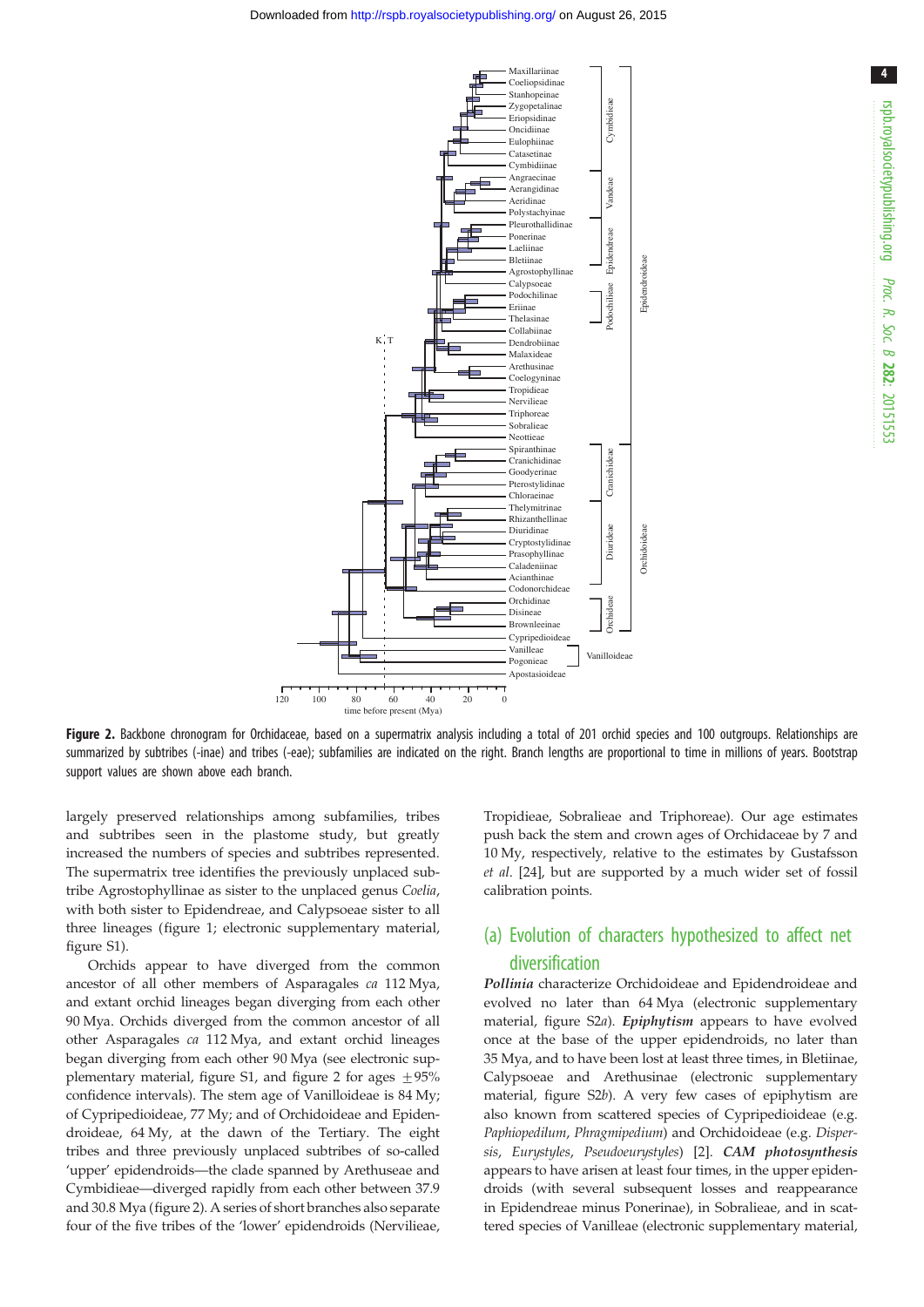**Figure 2.** Backbone chronogram for Orchidaceae, based on a supermatrix analysis including a total of 201 orchid species and 100 outgroups. Relationships are summarized by subtribes (-inae) and tribes (-eae); subfamilies are indicated on the right. Branch lengths are proportional to time in millions of years. Bootstrap support values are shown above each branch.

largely preserved relationships among subfamilies, tribes and subtribes seen in the plastome study, but greatly increased the numbers of species and subtribes represented. The supermatrix tree identifies the previously unplaced subtribe Agrostophyllinae as sister to the unplaced genus *Coelia*, with both sister to Epidendreae, and Calypsoeae sister to all three lineages (figure 1; electronic supplementary material, figure S1).

Orchids appear to have diverged from the common ancestor of all other members of Asparagales *ca* 112 Mya, and extant orchid lineages began diverging from each other 90 Mya. Orchids diverged from the common ancestor of all other Asparagales *ca* 112 Mya, and extant orchid lineages began diverging from each other 90 Mya (see electronic supplementary material, figure S1, and figure 2 for ages ±95% confidence intervals). The stem age of Vanilloideae is 84 My; of Cypripedioideae, 77 My; and of Orchidoideae and Epidendroideae, 64 My, at the dawn of the Tertiary. The eight tribes and three previously unplaced subtribes of so-called 'upper' epidendroids—the clade spanned by Arethuseae and Cymbidieae—diverged rapidly from each other between 37.9 and 30.8 Mya (figure 2). A series of short branches also separate four of the five tribes of the 'lower' epidendroids (Nervilieae, Tropidieae, Sobralieae and Triphoreae). Our age estimates push back the stem and crown ages of Orchidaceae by 7 and 10 My, respectively, relative to the estimates by Gustafsson *et al*. [24], but are supported by a much wider set of fossil calibration points.

## (a) Evolution of characters hypothesized to affect net diversification

***Pollinia*** characterize Orchidoideae and Epidendroideae and evolved no later than 64 Mya (electronic supplementary material, figure S2*a*). ***Epiphytism*** appears to have evolved once at the base of the upper epidendroids, no later than 35 Mya, and to have been lost at least three times, in Bletiinae, Calypsoeae and Arethusinae (electronic supplementary material, figure S2*b*). A very few cases of epiphytism are also known from scattered species of Cypripedioideae (e.g. *Paphiopedilum*, *Phragmipedium*) and Orchidoideae (e.g. *Dispersis*, *Eurystyles*, *Pseudoeurystyles*) [2]. ***CAM photosynthesis*** appears to have arisen at least four times, in the upper epidendroids (with several subsequent losses and reappearance in Epidendreae minus Ponerinae), in Sobralieae, and in scattered species of Vanilleae (electronic supplementary material,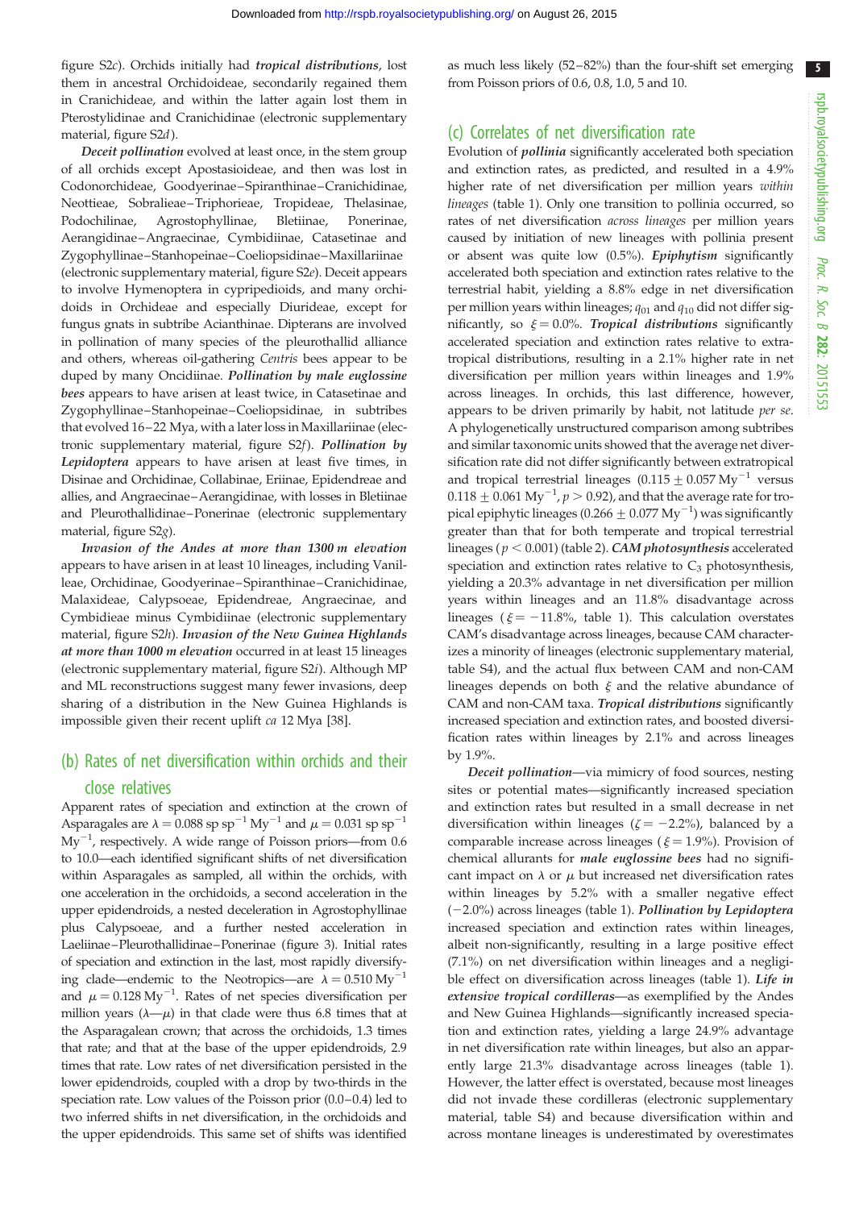figure S2*c*). Orchids initially had ***tropical distributions***, lost them in ancestral Orchidoideae, secondarily regained them in Cranichideae, and within the latter again lost them in Pterostylidinae and Cranichidinae (electronic supplementary material, figure S2*d*).

***Deceit pollination*** evolved at least once, in the stem group of all orchids except Apostasioideae, and then was lost in Codonorchideae, Goodyerinae–Spiranthinae–Cranichidinae, Neottieae, Sobralieae–Triphorieae, Tropideae, Thelasinae, Podochilinae, Agrostophyllinae, Bletiinae, Ponerinae, Aerangidinae–Angraecinae, Cymbidiinae, Catasetinae and Zygophyllinae–Stanhopeinae–Coeliopsidinae–Maxillariinae (electronic supplementary material, figure S2*e*). Deceit appears to involve Hymenoptera in cypripedioids, and many orchidoids in Orchideae and especially Diurideae, except for fungus gnats in subtribe Acianthinae. Dipterans are involved in pollination of many species of the pleurothallid alliance and others, whereas oil-gathering *Centris* bees appear to be duped by many Oncidiinae. ***Pollination by male euglossine bees*** appears to have arisen at least twice, in Catasetinae and Zygophyllinae–Stanhopeinae–Coeliopsidinae, in subtribes that evolved 16–22 Mya, with a later loss in Maxillariinae (electronic supplementary material, figure S2*f*). ***Pollination by Lepidoptera*** appears to have arisen at least five times, in Disinae and Orchidinae, Collabinae, Eriinae, Epidendreae and allies, and Angraecinae–Aerangidinae, with losses in Bletiinae and Pleurothallidinae–Ponerinae (electronic supplementary material, figure S2*g*).

***Invasion of the Andes at more than 1300 m elevation*** appears to have arisen in at least 10 lineages, including Vanilleae, Orchidinae, Goodyerinae–Spiranthinae–Cranichidinae, Malaxideae, Calypsoeae, Epidendreae, Angraecinae, and Cymbidieae minus Cymbidiinae (electronic supplementary material, figure S2*h*). ***Invasion of the New Guinea Highlands at more than 1000 m elevation*** occurred in at least 15 lineages (electronic supplementary material, figure S2*i*). Although MP and ML reconstructions suggest many fewer invasions, deep sharing of a distribution in the New Guinea Highlands is impossible given their recent uplift *ca* 12 Mya [38].

## (b) Rates of net diversification within orchids and their close relatives

Apparent rates of speciation and extinction at the crown of Asparagales are $\lambda = 0.088$ sp sp$^{-1}$ My$^{-1}$ and $\mu = 0.031$ sp sp$^{-1}$ My$^{-1}$, respectively. A wide range of Poisson priors—from 0.6 to 10.0—each identified significant shifts of net diversification within Asparagales as sampled, all within the orchids, with one acceleration in the orchidoids, a second acceleration in the upper epidendroids, a nested deceleration in Agrostophyllinae plus Calypsoeae, and a further nested acceleration in Laeliinae–Pleurothallidinae–Ponerinae (figure 3). Initial rates of speciation and extinction in the last, most rapidly diversifying clade—endemic to the Neotropics—are $\lambda = 0.510$ My$^{-1}$ and $\mu = 0.128$ My$^{-1}$. Rates of net species diversification per million years ($\lambda - \mu$) in that clade were thus 6.8 times that at the Asparagalean crown; that across the orchidoids, 1.3 times that rate; and that at the base of the upper epidendroids, 2.9 times that rate. Low rates of net diversification persisted in the lower epidendroids, coupled with a drop by two-thirds in the speciation rate. Low values of the Poisson prior (0.0–0.4) led to two inferred shifts in net diversification, in the orchidoids and the upper epidendroids. This same set of shifts was identified as much less likely (52–82%) than the four-shift set emerging from Poisson priors of 0.6, 0.8, 1.0, 5 and 10.

## (c) Correlates of net diversification rate

Evolution of ***pollinia*** significantly accelerated both speciation and extinction rates, as predicted, and resulted in a 4.9% higher rate of net diversification per million years *within lineages* (table 1). Only one transition to pollinia occurred, so rates of net diversification *across lineages* per million years caused by initiation of new lineages with pollinia present or absent was quite low (0.5%). ***Epiphytism*** significantly accelerated both speciation and extinction rates relative to the terrestrial habit, yielding a 8.8% edge in net diversification per million years within lineages; $q_{01}$ and $q_{10}$ did not differ significantly, so $\xi = 0.0\%$. ***Tropical distributions*** significantly accelerated speciation and extinction rates relative to extratropical distributions, resulting in a 2.1% higher rate in net diversification per million years within lineages and 1.9% across lineages. In orchids, this last difference, however, appears to be driven primarily by habit, not latitude *per se*. A phylogenetically unstructured comparison among subtribes and similar taxonomic units showed that the average net diversification rate did not differ significantly between extratropical and tropical terrestrial lineages ($0.115 \pm 0.057$ My$^{-1}$ versus $0.118 \pm 0.061$ My$^{-1}$, $p > 0.92$), and that the average rate for tropical epiphytic lineages ($0.266 \pm 0.077$ My$^{-1}$) was significantly greater than that for both temperate and tropical terrestrial lineages ($p < 0.001$) (table 2). ***CAM photosynthesis*** accelerated speciation and extinction rates relative to $C_3$ photosynthesis, yielding a 20.3% advantage in net diversification per million years within lineages and an 11.8% disadvantage across lineages ($\xi = -11.8\%$, table 1). This calculation overstates CAM's disadvantage across lineages, because CAM characterizes a minority of lineages (electronic supplementary material, table S4), and the actual flux between CAM and non-CAM lineages depends on both $\xi$ and the relative abundance of CAM and non-CAM taxa. ***Tropical distributions*** significantly increased speciation and extinction rates, and boosted diversification rates within lineages by 2.1% and across lineages by 1.9%.

***Deceit pollination***—via mimicry of food sources, nesting sites or potential mates—significantly increased speciation and extinction rates but resulted in a small decrease in net diversification within lineages ($\zeta = -2.2\%$), balanced by a comparable increase across lineages ($\xi = 1.9\%$). Provision of chemical allurants for ***male euglossine bees*** had no significant impact on $\lambda$ or $\mu$ but increased net diversification rates within lineages by 5.2% with a smaller negative effect (−2.0%) across lineages (table 1). ***Pollination by Lepidoptera*** increased speciation and extinction rates within lineages, albeit non-significantly, resulting in a large positive effect (7.1%) on net diversification within lineages and a negligible effect on diversification across lineages (table 1). ***Life in extensive tropical cordilleras***—as exemplified by the Andes and New Guinea Highlands—significantly increased speciation and extinction rates, yielding a large 24.9% advantage in net diversification rate within lineages, but also an apparently large 21.3% disadvantage across lineages (table 1). However, the latter effect is overstated, because most lineages did not invade these cordilleras (electronic supplementary material, table S4) and because diversification within and across montane lineages is underestimated by overestimates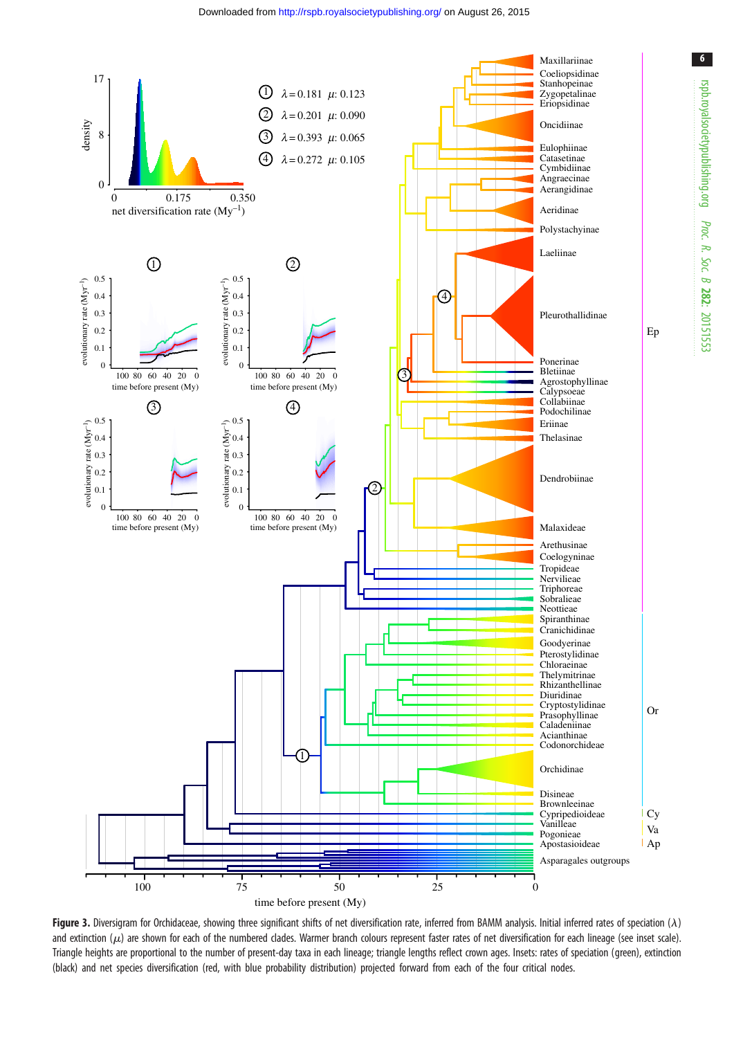**Figure 3.** Diversigram for Orchidaceae, showing three significant shifts of net diversification rate, inferred from BAMM analysis. Initial inferred rates of speciation ($\lambda$) and extinction ($\mu$) are shown for each of the numbered clades. Warmer branch colours represent faster rates of net diversification for each lineage (see inset scale). Triangle heights are proportional to the number of present-day taxa in each lineage; triangle lengths reflect crown ages. Insets: rates of speciation (green), extinction (black) and net species diversification (red, with blue probability distribution) projected forward from each of the four critical nodes.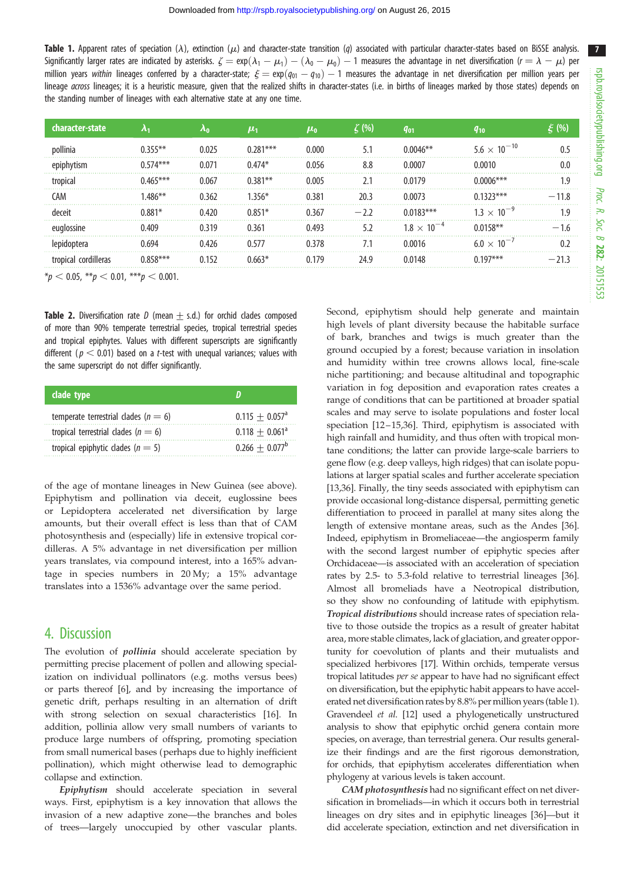**Table 1.** Apparent rates of speciation ($\lambda$), extinction ($\mu$) and character-state transition ($q$) associated with particular character-states based on BiSSE analysis. Significantly larger rates are indicated by asterisks. $\zeta = \exp(\lambda_1 - \mu_1) - (\lambda_0 - \mu_0) - 1$ measures the advantage in net diversification ($r = \lambda - \mu$) per million years *within* lineages conferred by a character-state; $\xi = \exp(q_{01} - q_{10}) - 1$ measures the advantage in net diversification per million years per lineage *across* lineages; it is a heuristic measure, given that the realized shifts in character-states (i.e. in births of lineages marked by those states) depends on the standing number of lineages with each alternative state at any one time.

| character-state | $\lambda_1$ | $\lambda_0$ | $\mu_1$ | $\mu_0$ | $\zeta$ (%) | $q_{01}$ | $q_{10}$ | $\xi$ (%) |
|---|---|---|---|---|---|---|---|---|
| pollinia | 0.355** | 0.025 | 0.281*** | 0.000 | 5.1 | 0.0046** | $5.6 \times 10^{-10}$ | 0.5 |
| epiphytism | 0.574*** | 0.071 | 0.474* | 0.056 | 8.8 | 0.0007 | 0.0010 | 0.0 |
| tropical | 0.465*** | 0.067 | 0.381** | 0.005 | 2.1 | 0.0179 | 0.0006*** | 1.9 |
| CAM | 1.486** | 0.362 | 1.356* | 0.381 | 20.3 | 0.0073 | 0.1323*** | −11.8 |
| deceit | 0.881* | 0.420 | 0.851* | 0.367 | −2.2 | 0.0183*** | $1.3 \times 10^{-9}$ | 1.9 |
| euglossine | 0.409 | 0.319 | 0.361 | 0.493 | 5.2 | $1.8 \times 10^{-4}$ | 0.0158** | −1.6 |
| lepidoptera | 0.694 | 0.426 | 0.577 | 0.378 | 7.1 | 0.0016 | $6.0 \times 10^{-7}$ | 0.2 |
| tropical cordilleras | 0.858*** | 0.152 | 0.663* | 0.179 | 24.9 | 0.0148 | 0.197*** | −21.3 |

*$p < 0.05$, **$p < 0.01$, ***$p < 0.001$.

**Table 2.** Diversification rate $D$ (mean ± s.d.) for orchid clades composed of more than 90% temperate terrestrial species, tropical terrestrial species and tropical epiphytes. Values with different superscripts are significantly different ($p < 0.01$) based on a $t$-test with unequal variances; values with the same superscript do not differ significantly.

| clade type | $D$ |
|---|---|
| temperate terrestrial clades ($n = 6$) | 0.115 ± 0.057[a] |
| tropical terrestrial clades ($n = 6$) | 0.118 ± 0.061[a] |
| tropical epiphytic clades ($n = 5$) | 0.266 ± 0.077[b] |

of the age of montane lineages in New Guinea (see above). Epiphytism and pollination via deceit, euglossine bees or Lepidoptera accelerated net diversification by large amounts, but their overall effect is less than that of CAM photosynthesis and (especially) life in extensive tropical cordilleras. A 5% advantage in net diversification per million years translates, via compound interest, into a 165% advantage in species numbers in 20 My; a 15% advantage translates into a 1536% advantage over the same period.

## 4. Discussion

The evolution of ***pollinia*** should accelerate speciation by permitting precise placement of pollen and allowing specialization on individual pollinators (e.g. moths versus bees) or parts thereof [6], and by increasing the importance of genetic drift, perhaps resulting in an alternation of drift with strong selection on sexual characteristics [16]. In addition, pollinia allow very small numbers of variants to produce large numbers of offspring, promoting speciation from small numerical bases (perhaps due to highly inefficient pollination), which might otherwise lead to demographic collapse and extinction.

***Epiphytism*** should accelerate speciation in several ways. First, epiphytism is a key innovation that allows the invasion of a new adaptive zone—the branches and boles of trees—largely unoccupied by other vascular plants. Second, epiphytism should help generate and maintain high levels of plant diversity because the habitable surface of bark, branches and twigs is much greater than the ground occupied by a forest; because variation in insolation and humidity within tree crowns allows local, fine-scale niche partitioning; and because altitudinal and topographic variation in fog deposition and evaporation rates creates a range of conditions that can be partitioned at broader spatial scales and may serve to isolate populations and foster local speciation [12–15,36]. Third, epiphytism is associated with high rainfall and humidity, and thus often with tropical montane conditions; the latter can provide large-scale barriers to gene flow (e.g. deep valleys, high ridges) that can isolate populations at larger spatial scales and further accelerate speciation [13,36]. Finally, the tiny seeds associated with epiphytism can provide occasional long-distance dispersal, permitting genetic differentiation to proceed in parallel at many sites along the length of extensive montane areas, such as the Andes [36]. Indeed, epiphytism in Bromeliaceae—the angiosperm family with the second largest number of epiphytic species after Orchidaceae—is associated with an acceleration of speciation rates by 2.5- to 5.3-fold relative to terrestrial lineages [36]. Almost all bromeliads have a Neotropical distribution, so they show no confounding of latitude with epiphytism. ***Tropical distributions*** should increase rates of speciation relative to those outside the tropics as a result of greater habitat area, more stable climates, lack of glaciation, and greater opportunity for coevolution of plants and their mutualists and specialized herbivores [17]. Within orchids, temperate versus tropical latitudes *per se* appear to have had no significant effect on diversification, but the epiphytic habit appears to have accelerated net diversification rates by 8.8% per million years (table 1). Gravendeel *et al.* [12] used a phylogenetically unstructured analysis to show that epiphytic orchid genera contain more species, on average, than terrestrial genera. Our results generalize their findings and are the first rigorous demonstration, for orchids, that epiphytism accelerates differentiation when phylogeny at various levels is taken account.

***CAM photosynthesis*** had no significant effect on net diversification in bromeliads—in which it occurs both in terrestrial lineages on dry sites and in epiphytic lineages [36]—but it did accelerate speciation, extinction and net diversification in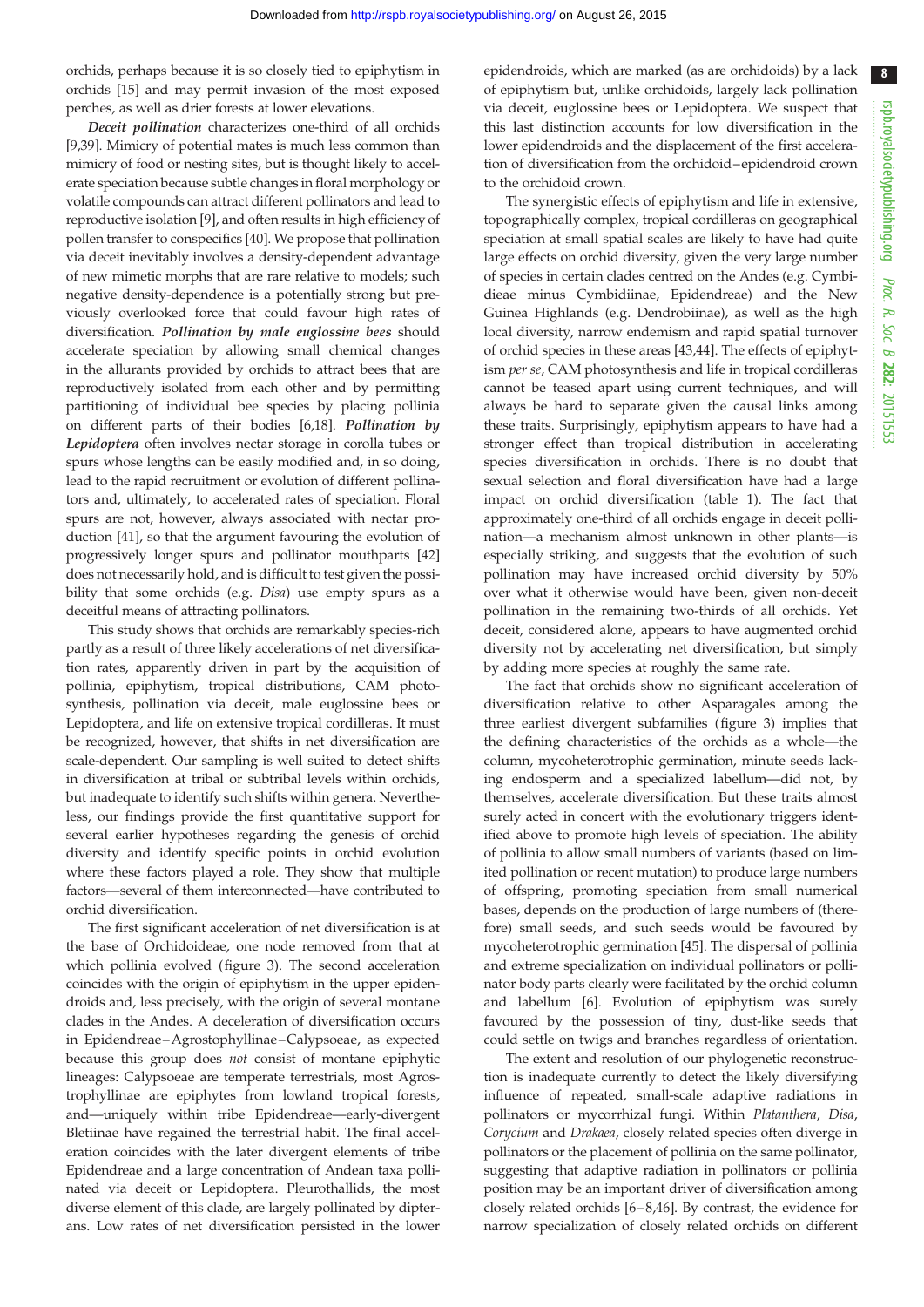orchids, perhaps because it is so closely tied to epiphytism in orchids [15] and may permit invasion of the most exposed perches, as well as drier forests at lower elevations.

***Deceit pollination*** characterizes one-third of all orchids [9,39]. Mimicry of potential mates is much less common than mimicry of food or nesting sites, but is thought likely to accelerate speciation because subtle changes in floral morphology or volatile compounds can attract different pollinators and lead to reproductive isolation [9], and often results in high efficiency of pollen transfer to conspecifics [40]. We propose that pollination via deceit inevitably involves a density-dependent advantage of new mimetic morphs that are rare relative to models; such negative density-dependence is a potentially strong but previously overlooked force that could favour high rates of diversification. ***Pollination by male euglossine bees*** should accelerate speciation by allowing small chemical changes in the allurants provided by orchids to attract bees that are reproductively isolated from each other and by permitting partitioning of individual bee species by placing pollinia on different parts of their bodies [6,18]. ***Pollination by Lepidoptera*** often involves nectar storage in corolla tubes or spurs whose lengths can be easily modified and, in so doing, lead to the rapid recruitment or evolution of different pollinators and, ultimately, to accelerated rates of speciation. Floral spurs are not, however, always associated with nectar production [41], so that the argument favouring the evolution of progressively longer spurs and pollinator mouthparts [42] does not necessarily hold, and is difficult to test given the possibility that some orchids (e.g. *Disa*) use empty spurs as a deceitful means of attracting pollinators.

This study shows that orchids are remarkably species-rich partly as a result of three likely accelerations of net diversification rates, apparently driven in part by the acquisition of pollinia, epiphytism, tropical distributions, CAM photosynthesis, pollination via deceit, male euglossine bees or Lepidoptera, and life on extensive tropical cordilleras. It must be recognized, however, that shifts in net diversification are scale-dependent. Our sampling is well suited to detect shifts in diversification at tribal or subtribal levels within orchids, but inadequate to identify such shifts within genera. Nevertheless, our findings provide the first quantitative support for several earlier hypotheses regarding the genesis of orchid diversity and identify specific points in orchid evolution where these factors played a role. They show that multiple factors—several of them interconnected—have contributed to orchid diversification.

The first significant acceleration of net diversification is at the base of Orchidoideae, one node removed from that at which pollinia evolved (figure 3). The second acceleration coincides with the origin of epiphytism in the upper epidendroids and, less precisely, with the origin of several montane clades in the Andes. A deceleration of diversification occurs in Epidendreae–Agrostophyllinae–Calypsoeae, as expected because this group does *not* consist of montane epiphytic lineages: Calypsoeae are temperate terrestrials, most Agrostophyllinae are epiphytes from lowland tropical forests, and—uniquely within tribe Epidendreae—early-divergent Bletiinae have regained the terrestrial habit. The final acceleration coincides with the later divergent elements of tribe Epidendreae and a large concentration of Andean taxa pollinated via deceit or Lepidoptera. Pleurothallids, the most diverse element of this clade, are largely pollinated by dipterans. Low rates of net diversification persisted in the lower epidendroids, which are marked (as are orchidoids) by a lack of epiphytism but, unlike orchidoids, largely lack pollination via deceit, euglossine bees or Lepidoptera. We suspect that this last distinction accounts for low diversification in the lower epidendroids and the displacement of the first acceleration of diversification from the orchidoid–epidendroid crown to the orchidoid crown.

The synergistic effects of epiphytism and life in extensive, topographically complex, tropical cordilleras on geographical speciation at small spatial scales are likely to have had quite large effects on orchid diversity, given the very large number of species in certain clades centred on the Andes (e.g. Cymbidieae minus Cymbidiinae, Epidendreae) and the New Guinea Highlands (e.g. Dendrobiinae), as well as the high local diversity, narrow endemism and rapid spatial turnover of orchid species in these areas [43,44]. The effects of epiphytism *per se*, CAM photosynthesis and life in tropical cordilleras cannot be teased apart using current techniques, and will always be hard to separate given the causal links among these traits. Surprisingly, epiphytism appears to have had a stronger effect than tropical distribution in accelerating species diversification in orchids. There is no doubt that sexual selection and floral diversification have had a large impact on orchid diversification (table 1). The fact that approximately one-third of all orchids engage in deceit pollination—a mechanism almost unknown in other plants—is especially striking, and suggests that the evolution of such pollination may have increased orchid diversity by 50% over what it otherwise would have been, given non-deceit pollination in the remaining two-thirds of all orchids. Yet deceit, considered alone, appears to have augmented orchid diversity not by accelerating net diversification, but simply by adding more species at roughly the same rate.

The fact that orchids show no significant acceleration of diversification relative to other Asparagales among the three earliest divergent subfamilies (figure 3) implies that the defining characteristics of the orchids as a whole—the column, mycoheterotrophic germination, minute seeds lacking endosperm and a specialized labellum—did not, by themselves, accelerate diversification. But these traits almost surely acted in concert with the evolutionary triggers identified above to promote high levels of speciation. The ability of pollinia to allow small numbers of variants (based on limited pollination or recent mutation) to produce large numbers of offspring, promoting speciation from small numerical bases, depends on the production of large numbers of (therefore) small seeds, and such seeds would be favoured by mycoheterotrophic germination [45]. The dispersal of pollinia and extreme specialization on individual pollinators or pollinator body parts clearly were facilitated by the orchid column and labellum [6]. Evolution of epiphytism was surely favoured by the possession of tiny, dust-like seeds that could settle on twigs and branches regardless of orientation.

The extent and resolution of our phylogenetic reconstruction is inadequate currently to detect the likely diversifying influence of repeated, small-scale adaptive radiations in pollinators or mycorrhizal fungi. Within *Platanthera*, *Disa*, *Corycium* and *Drakaea*, closely related species often diverge in pollinators or the placement of pollinia on the same pollinator, suggesting that adaptive radiation in pollinators or pollinia position may be an important driver of diversification among closely related orchids [6–8,46]. By contrast, the evidence for narrow specialization of closely related orchids on different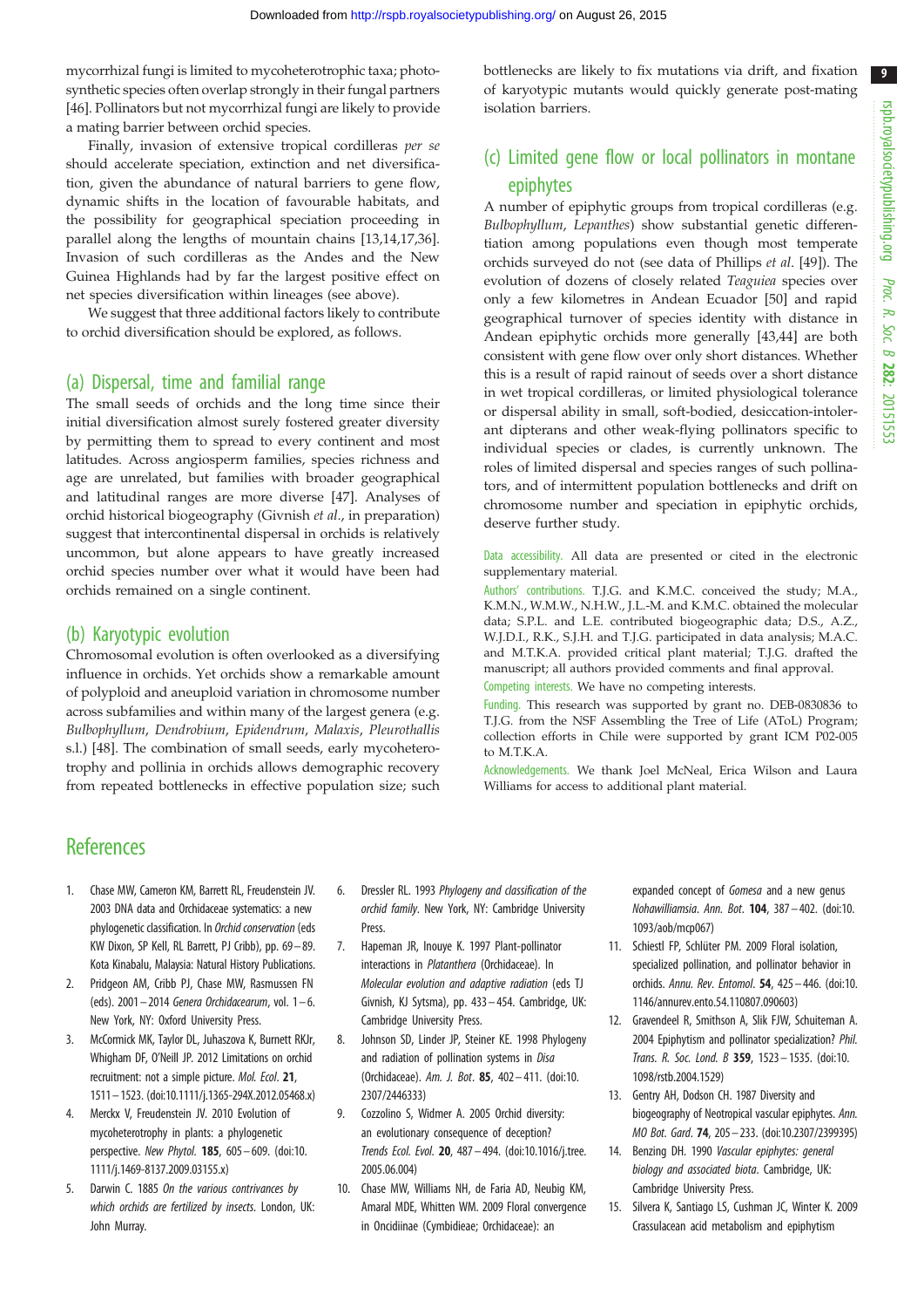mycorrhizal fungi is limited to mycoheterotrophic taxa; photosynthetic species often overlap strongly in their fungal partners [46]. Pollinators but not mycorrhizal fungi are likely to provide a mating barrier between orchid species.

Finally, invasion of extensive tropical cordilleras *per se* should accelerate speciation, extinction and net diversification, given the abundance of natural barriers to gene flow, dynamic shifts in the location of favourable habitats, and the possibility for geographical speciation proceeding in parallel along the lengths of mountain chains [13,14,17,36]. Invasion of such cordilleras as the Andes and the New Guinea Highlands had by far the largest positive effect on net species diversification within lineages (see above).

We suggest that three additional factors likely to contribute to orchid diversification should be explored, as follows.

## (a) Dispersal, time and familial range

The small seeds of orchids and the long time since their initial diversification almost surely fostered greater diversity by permitting them to spread to every continent and most latitudes. Across angiosperm families, species richness and age are unrelated, but families with broader geographical and latitudinal ranges are more diverse [47]. Analyses of orchid historical biogeography (Givnish *et al*., in preparation) suggest that intercontinental dispersal in orchids is relatively uncommon, but alone appears to have greatly increased orchid species number over what it would have been had orchids remained on a single continent.

## (b) Karyotypic evolution

Chromosomal evolution is often overlooked as a diversifying influence in orchids. Yet orchids show a remarkable amount of polyploid and aneuploid variation in chromosome number across subfamilies and within many of the largest genera (e.g. *Bulbophyllum*, *Dendrobium*, *Epidendrum*, *Malaxis*, *Pleurothallis* s.l.) [48]. The combination of small seeds, early mycoheterotrophy and pollinia in orchids allows demographic recovery from repeated bottlenecks in effective population size; such bottlenecks are likely to fix mutations via drift, and fixation of karyotypic mutants would quickly generate post-mating isolation barriers.

## (c) Limited gene flow or local pollinators in montane epiphytes

A number of epiphytic groups from tropical cordilleras (e.g. *Bulbophyllum*, *Lepanthes*) show substantial genetic differentiation among populations even though most temperate orchids surveyed do not (see data of Phillips *et al*. [49]). The evolution of dozens of closely related *Teaguiea* species over only a few kilometres in Andean Ecuador [50] and rapid geographical turnover of species identity with distance in Andean epiphytic orchids more generally [43,44] are both consistent with gene flow over only short distances. Whether this is a result of rapid rainout of seeds over a short distance in wet tropical cordilleras, or limited physiological tolerance or dispersal ability in small, soft-bodied, desiccation-intolerant dipterans and other weak-flying pollinators specific to individual species or clades, is currently unknown. The roles of limited dispersal and species ranges of such pollinators, and of intermittent population bottlenecks and drift on chromosome number and speciation in epiphytic orchids, deserve further study.

Data accessibility. All data are presented or cited in the electronic supplementary material.

Authors' contributions. T.J.G. and K.M.C. conceived the study; M.A., K.M.N., W.M.W., N.H.W., J.L.-M. and K.M.C. obtained the molecular data; S.P.L. and L.E. contributed biogeographic data; D.S., A.Z., W.J.D.I., R.K., S.J.H. and T.J.G. participated in data analysis; M.A.C. and M.T.K.A. provided critical plant material; T.J.G. drafted the manuscript; all authors provided comments and final approval.

Competing interests. We have no competing interests.

Funding. This research was supported by grant no. DEB-0830836 to T.J.G. from the NSF Assembling the Tree of Life (AToL) Program; collection efforts in Chile were supported by grant ICM P02-005 to M.T.K.A.

Acknowledgements. We thank Joel McNeal, Erica Wilson and Laura Williams for access to additional plant material.

# References

1. Chase MW, Cameron KM, Barrett RL, Freudenstein JV. 2003 DNA data and Orchidaceae systematics: a new phylogenetic classification. In *Orchid conservation* (eds KW Dixon, SP Kell, RL Barrett, PJ Cribb), pp. 69–89. Kota Kinabalu, Malaysia: Natural History Publications.
2. Pridgeon AM, Cribb PJ, Chase MW, Rasmussen FN (eds). 2001–2014 *Genera Orchidacearum*, vol. 1–6. New York, NY: Oxford University Press.
3. McCormick MK, Taylor DL, Juhaszova K, Burnett RKJr, Whigham DF, O'Neill JP. 2012 Limitations on orchid recruitment: not a simple picture. *Mol. Ecol*. **21**, 1511–1523. (doi:10.1111/j.1365-294X.2012.05468.x)
4. Merckx V, Freudenstein JV. 2010 Evolution of mycoheterotrophy in plants: a phylogenetic perspective. *New Phytol*. **185**, 605–609. (doi:10.1111/j.1469-8137.2009.03155.x)
5. Darwin C. 1885 *On the various contrivances by which orchids are fertilized by insects*. London, UK: John Murray.
6. Dressler RL. 1993 *Phylogeny and classification of the orchid family*. New York, NY: Cambridge University Press.
7. Hapeman JR, Inouye K. 1997 Plant-pollinator interactions in *Platanthera* (Orchidaceae). In *Molecular evolution and adaptive radiation* (eds TJ Givnish, KJ Sytsma), pp. 433–454. Cambridge, UK: Cambridge University Press.
8. Johnson SD, Linder JP, Steiner KE. 1998 Phylogeny and radiation of pollination systems in *Disa* (Orchidaceae). *Am. J. Bot*. **85**, 402–411. (doi:10.2307/2446333)
9. Cozzolino S, Widmer A. 2005 Orchid diversity: an evolutionary consequence of deception? *Trends Ecol. Evol*. **20**, 487–494. (doi:10.1016/j.tree.2005.06.004)
10. Chase MW, Williams NH, de Faria AD, Neubig KM, Amaral MDE, Whitten WM. 2009 Floral convergence in Oncidiinae (Cymbidieae; Orchidaceae): an expanded concept of *Gomesa* and a new genus *Nohawilliamsia*. *Ann. Bot*. **104**, 387–402. (doi:10.1093/aob/mcp067)
11. Schiestl FP, Schlüter PM. 2009 Floral isolation, specialized pollination, and pollinator behavior in orchids. *Annu. Rev. Entomol*. **54**, 425–446. (doi:10.1146/annurev.ento.54.110807.090603)
12. Gravendeel R, Smithson A, Slik FJW, Schuiteman A. 2004 Epiphytism and pollinator specialization? *Phil. Trans. R. Soc. Lond. B* **359**, 1523–1535. (doi:10.1098/rstb.2004.1529)
13. Gentry AH, Dodson CH. 1987 Diversity and biogeography of Neotropical vascular epiphytes. *Ann. MO Bot. Gard*. **74**, 205–233. (doi:10.2307/2399395)
14. Benzing DH. 1990 *Vascular epiphytes: general biology and associated biota*. Cambridge, UK: Cambridge University Press.
15. Silvera K, Santiago LS, Cushman JC, Winter K. 2009 Crassulacean acid metabolism and epiphytism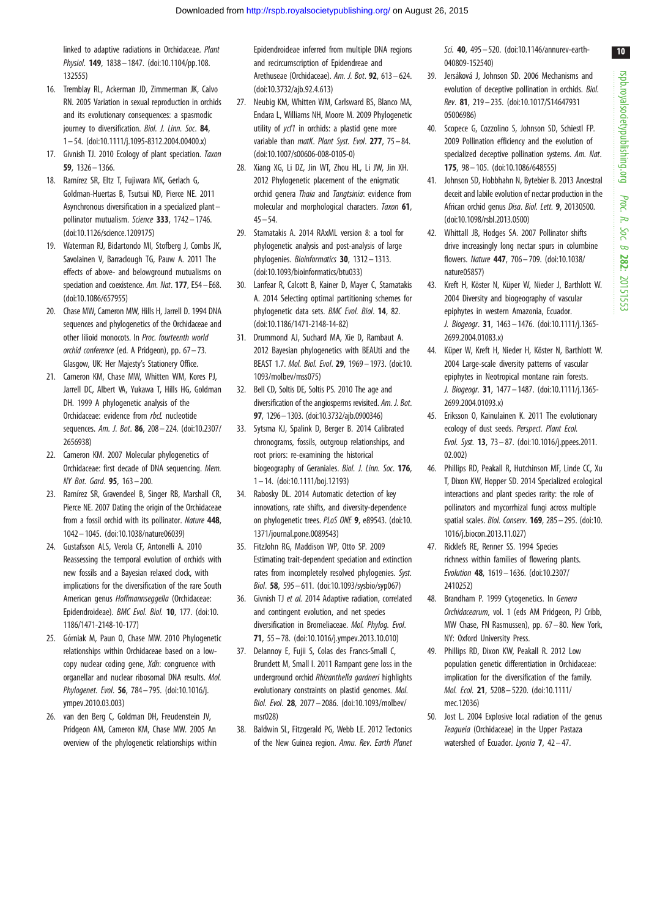linked to adaptive radiations in Orchidaceae. *Plant Physiol.* **149**, 1838–1847. (doi:10.1104/pp.108.132555)

16. Tremblay RL, Ackerman JD, Zimmerman JK, Calvo RN. 2005 Variation in sexual reproduction in orchids and its evolutionary consequences: a spasmodic journey to diversification. *Biol. J. Linn. Soc.* **84**, 1–54. (doi:10.1111/j.1095-8312.2004.00400.x)
17. Givnish TJ. 2010 Ecology of plant speciation. *Taxon* **59**, 1326–1366.
18. Ramírez SR, Eltz T, Fujiwara MK, Gerlach G, Goldman-Huertas B, Tsutsui ND, Pierce NE. 2011 Asynchronous diversification in a specialized plant–pollinator mutualism. *Science* **333**, 1742–1746. (doi:10.1126/science.1209175)
19. Waterman RJ, Bidartondo MI, Stofberg J, Combs JK, Savolainen V, Barraclough TG, Pauw A. 2011 The effects of above- and belowground mutualisms on speciation and coexistence. *Am. Nat.* **177**, E54–E68. (doi:10.1086/657955)
20. Chase MW, Cameron MW, Hills H, Jarrell D. 1994 DNA sequences and phylogenetics of the Orchidaceae and other lilioid monocots. In *Proc. fourteenth world orchid conference* (ed. A Pridgeon), pp. 67–73. Glasgow, UK: Her Majesty's Stationery Office.
21. Cameron KM, Chase MW, Whitten WM, Kores PJ, Jarrell DC, Albert VA, Yukawa T, Hills HG, Goldman DH. 1999 A phylogenetic analysis of the Orchidaceae: evidence from *rbcL* nucleotide sequences. *Am. J. Bot.* **86**, 208–224. (doi:10.2307/2656938)
22. Cameron KM. 2007 Molecular phylogenetics of Orchidaceae: first decade of DNA sequencing. *Mem. NY Bot. Gard.* **95**, 163–200.
23. Ramírez SR, Gravendeel B, Singer RB, Marshall CR, Pierce NE. 2007 Dating the origin of the Orchidaceae from a fossil orchid with its pollinator. *Nature* **448**, 1042–1045. (doi:10.1038/nature06039)
24. Gustafsson ALS, Verola CF, Antonelli A. 2010 Reassessing the temporal evolution of orchids with new fossils and a Bayesian relaxed clock, with implications for the diversification of the rare South American genus *Hoffmannseggella* (Orchidaceae: Epidendroideae). *BMC Evol. Biol.* **10**, 177. (doi:10.1186/1471-2148-10-177)
25. Górniak M, Paun O, Chase MW. 2010 Phylogenetic relationships within Orchidaceae based on a low-copy nuclear coding gene, *Xdh*: congruence with organellar and nuclear ribosomal DNA results. *Mol. Phylogenet. Evol.* **56**, 784–795. (doi:10.1016/j.ympev.2010.03.003)
26. van den Berg C, Goldman DH, Freudenstein JV, Pridgeon AM, Cameron KM, Chase MW. 2005 An overview of the phylogenetic relationships within Epidendroideae inferred from multiple DNA regions and recircumscription of Epidendreae and Arethuseae (Orchidaceae). *Am. J. Bot.* **92**, 613–624. (doi:10.3732/ajb.92.4.613)
27. Neubig KM, Whitten WM, Carlsward BS, Blanco MA, Endara L, Williams NH, Moore M. 2009 Phylogenetic utility of *ycf1* in orchids: a plastid gene more variable than *matK*. *Plant Syst. Evol.* **277**, 75–84. (doi:10.1007/s00606-008-0105-0)
28. Xiang XG, Li DZ, Jin WT, Zhou HL, Li JW, Jin XH. 2012 Phylogenetic placement of the enigmatic orchid genera *Thaia* and *Tangtsinia*: evidence from molecular and morphological characters. *Taxon* **61**, 45–54.
29. Stamatakis A. 2014 RAxML version 8: a tool for phylogenetic analysis and post-analysis of large phylogenies. *Bioinformatics* **30**, 1312–1313. (doi:10.1093/bioinformatics/btu033)
30. Lanfear R, Calcott B, Kainer D, Mayer C, Stamatakis A. 2014 Selecting optimal partitioning schemes for phylogenetic data sets. *BMC Evol. Biol.* **14**, 82. (doi:10.1186/1471-2148-14-82)
31. Drummond AJ, Suchard MA, Xie D, Rambaut A. 2012 Bayesian phylogenetics with BEAUti and the BEAST 1.7. *Mol. Biol. Evol.* **29**, 1969–1973. (doi:10.1093/molbev/mss075)
32. Bell CD, Soltis DE, Soltis PS. 2010 The age and diversification of the angiosperms revisited. *Am. J. Bot.* **97**, 1296–1303. (doi:10.3732/ajb.0900346)
33. Sytsma KJ, Spalink D, Berger B. 2014 Calibrated chronograms, fossils, outgroup relationships, and root priors: re-examining the historical biogeography of Geraniales. *Biol. J. Linn. Soc.* **176**, 1–14. (doi:10.1111/boj.12193)
34. Rabosky DL. 2014 Automatic detection of key innovations, rate shifts, and diversity-dependence on phylogenetic trees. *PLoS ONE* **9**, e89543. (doi:10.1371/journal.pone.0089543)
35. FitzJohn RG, Maddison WP, Otto SP. 2009 Estimating trait-dependent speciation and extinction rates from incompletely resolved phylogenies. *Syst. Biol.* **58**, 595–611. (doi:10.1093/sysbio/syp067)
36. Givnish TJ *et al.* 2014 Adaptive radiation, correlated and contingent evolution, and net species diversification in Bromeliaceae. *Mol. Phylog. Evol.* **71**, 55–78. (doi:10.1016/j.ympev.2013.10.010)
37. Delannoy E, Fujii S, Colas des Francs-Small C, Brundett M, Small I. 2011 Rampant gene loss in the underground orchid *Rhizanthella gardneri* highlights evolutionary constraints on plastid genomes. *Mol. Biol. Evol.* **28**, 2077–2086. (doi:10.1093/molbev/msr028)
38. Baldwin SL, Fitzgerald PG, Webb LE. 2012 Tectonics of the New Guinea region. *Annu. Rev. Earth Planet Sci.* **40**, 495–520. (doi:10.1146/annurev-earth-040809-152540)
39. Jersáková J, Johnson SD. 2006 Mechanisms and evolution of deceptive pollination in orchids. *Biol. Rev.* **81**, 219–235. (doi:10.1017/S1464793105006986)
40. Scopece G, Cozzolino S, Johnson SD, Schiestl FP. 2009 Pollination efficiency and the evolution of specialized deceptive pollination systems. *Am. Nat.* **175**, 98–105. (doi:10.1086/648555)
41. Johnson SD, Hobbhahn N, Bytebier B. 2013 Ancestral deceit and labile evolution of nectar production in the African orchid genus *Disa*. *Biol. Lett.* **9**, 20130500. (doi:10.1098/rsbl.2013.0500)
42. Whittall JB, Hodges SA. 2007 Pollinator shifts drive increasingly long nectar spurs in columbine flowers. *Nature* **447**, 706–709. (doi:10.1038/nature05857)
43. Kreft H, Köster N, Küper W, Nieder J, Barthlott W. 2004 Diversity and biogeography of vascular epiphytes in western Amazonia, Ecuador. *J. Biogeogr.* **31**, 1463–1476. (doi:10.1111/j.1365-2699.2004.01083.x)
44. Küper W, Kreft H, Nieder H, Köster N, Barthlott W. 2004 Large-scale diversity patterns of vascular epiphytes in Neotropical montane rain forests. *J. Biogeogr.* **31**, 1477–1487. (doi:10.1111/j.1365-2699.2004.01093.x)
45. Eriksson O, Kainulainen K. 2011 The evolutionary ecology of dust seeds. *Perspect. Plant Ecol. Evol. Syst.* **13**, 73–87. (doi:10.1016/j.ppees.2011.02.002)
46. Phillips RD, Peakall R, Hutchinson MF, Linde CC, Xu T, Dixon KW, Hopper SD. 2014 Specialized ecological interactions and plant species rarity: the role of pollinators and mycorrhizal fungi across multiple spatial scales. *Biol. Conserv.* **169**, 285–295. (doi:10.1016/j.biocon.2013.11.027)
47. Ricklefs RE, Renner SS. 1994 Species richness within families of flowering plants. *Evolution* **48**, 1619–1636. (doi:10.2307/2410252)
48. Brandham P. 1999 Cytogenetics. In *Genera Orchidacearum*, vol. 1 (eds AM Pridgeon, PJ Cribb, MW Chase, FN Rasmussen), pp. 67–80. New York, NY: Oxford University Press.
49. Phillips RD, Dixon KW, Peakall R. 2012 Low population genetic differentiation in Orchidaceae: implication for the diversification of the family. *Mol. Ecol.* **21**, 5208–5220. (doi:10.1111/mec.12036)
50. Jost L. 2004 Explosive local radiation of the genus *Teagueia* (Orchidaceae) in the Upper Pastaza watershed of Ecuador. *Lyonia* **7**, 42–47.